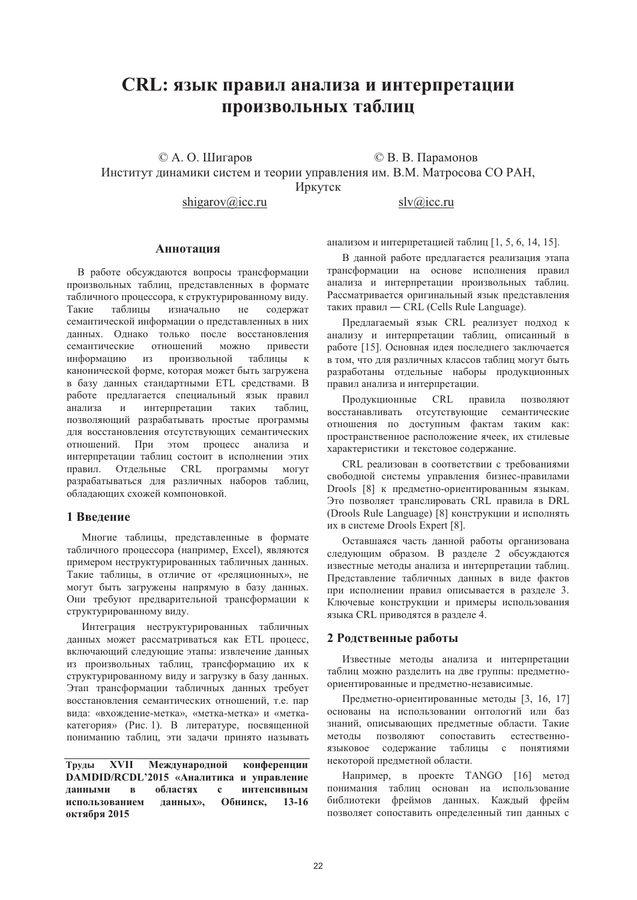# CRL: язык правил анализа и интерпретации произвольных таблиц

© А. О. Шигаров © В. В. Парамонов

Институт динамики систем и теории управления им. В.М. Матросова СО РАН, Иркутск

shigarov@icc.ru slv@icc.ru

## Аннотация

В работе обсуждаются вопросы трансформации произвольных таблиц, представленных в формате табличного процессора, к структурированному виду. Такие таблицы изначально не содержат семантической информации о представленных в них данных. Однако только после восстановления семантические отношений можно привести информацию из произвольной таблицы к канонической форме, которая может быть загружена в базу данных стандартными ETL средствами. В работе предлагается специальный язык правил анализа и интерпретации таких таблиц, позволяющий разрабатывать простые программы для восстановления отсутствующих семантических отношений. При этом процесс анализа и интерпретации таблиц состоит в исполнении этих правил. Отдельные CRL программы могут разрабатываться для различных наборов таблиц, обладающих схожей компоновкой.

## 1 Введение

Многие таблицы, представленные в формате табличного процессора (например, Excel), являются примером неструктурированных табличных данных. Такие таблицы, в отличие от «реляционных», не могут быть загружены напрямую в базу данных. Они требуют предварительной трансформации к структурированному виду.

Интеграция неструктурированных табличных данных может рассматриваться как ETL процесс, включающий следующие этапы: извлечение данных из произвольных таблиц, трансформацию их к структурированному виду и загрузку в базу данных. Этап трансформации табличных данных требует восстановления семантических отношений, т.е. пар вида: «вхождение-метка», «метка-метка» и «метка-категория» (Рис. 1). В литературе, посвященной пониманию таблиц, эти задачи принято называть анализом и интерпретацией таблиц [1, 5, 6, 14, 15].

В данной работе предлагается реализация этапа трансформации на основе исполнения правил анализа и интерпретации произвольных таблиц. Рассматривается оригинальный язык представления таких правил — CRL (Cells Rule Language).

Предлагаемый язык CRL реализует подход к анализу и интерпретации таблиц, описанный в работе [15]. Основная идея последнего заключается в том, что для различных классов таблиц могут быть разработаны отдельные наборы продукционных правил анализа и интерпретации.

Продукционные CRL правила позволяют восстанавливать отсутствующие семантические отношения по доступным фактам таким как: пространственное расположение ячеек, их стилевые характеристики и текстовое содержание.

CRL реализован в соответствии с требованиями свободной системы управления бизнес-правилами Drools [8] к предметно-ориентированным языкам. Это позволяет транслировать CRL правила в DRL (Drools Rule Language) [8] конструкции и исполнять их в системе Drools Expert [8].

Оставшаяся часть данной работы организована следующим образом. В разделе 2 обсуждаются известные методы анализа и интерпретации таблиц. Представление табличных данных в виде фактов при исполнении правил описывается в разделе 3. Ключевые конструкции и примеры использования языка CRL приводятся в разделе 4.

## 2 Родственные работы

Известные методы анализа и интерпретации таблиц можно разделить на две группы: предметно-ориентированные и предметно-независимые.

Предметно-ориентированные методы [3, 16, 17] основаны на использовании онтологий или баз знаний, описывающих предметные области. Такие методы позволяют сопоставить естественно-языковое содержание таблицы с понятиями некоторой предметной области.

Например, в проекте TANGO [16] метод понимания таблиц основан на использовании библиотеки фреймов данных. Каждый фрейм позволяет сопоставить определенный тип данных с

**Труды XVII Международной конференции DAMDID/RCDL'2015 «Аналитика и управление данными в областях с интенсивным использованием данных», Обнинск, 13-16 октября 2015**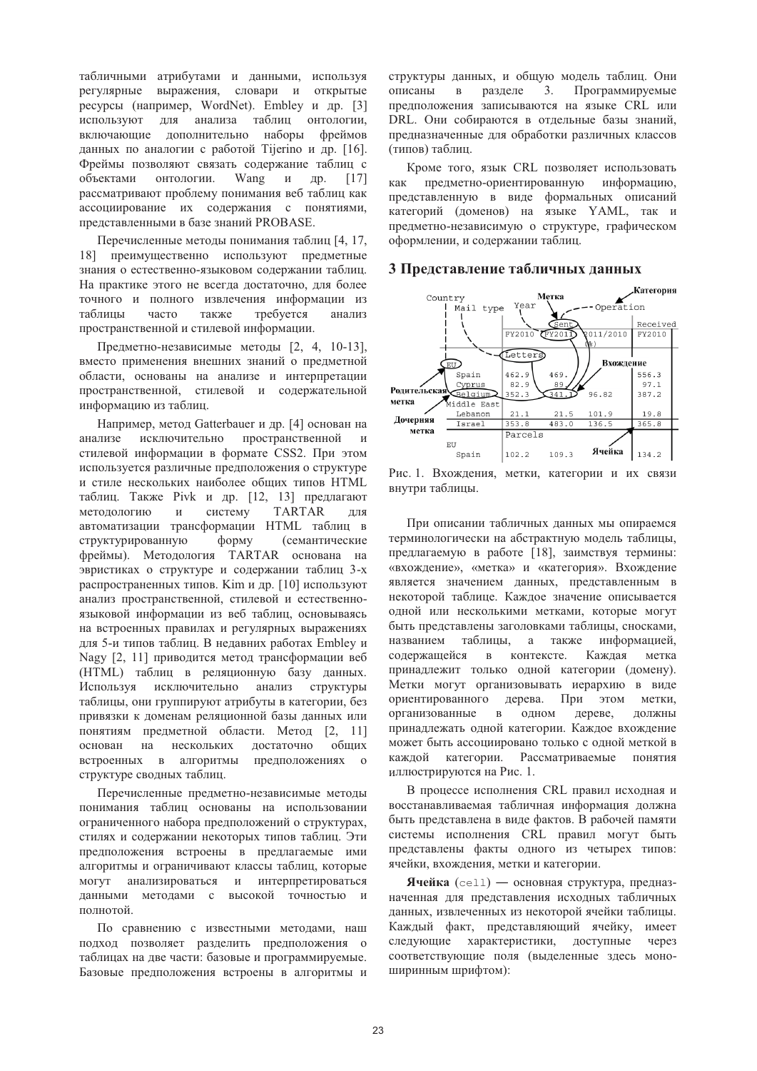табличными атрибутами и данными, используя регулярные выражения, словари и открытые ресурсы (например, WordNet). Embley и др. [3] используют для анализа таблиц онтологии, включающие дополнительно наборы фреймов данных по аналогии с работой Tijerino и др. [16]. Фреймы позволяют связать содержание таблиц с объектами онтологии. Wang и др. [17] рассматривают проблему понимания веб таблиц как ассоциирование их содержания с понятиями, представленными в базе знаний PROBASE.

Перечисленные методы понимания таблиц [4, 17, 18] преимущественно используют предметные знания о естественно-языковом содержании таблиц. На практике этого не всегда достаточно, для более точного и полного извлечения информации из таблицы часто также требуется анализ пространственной и стилевой информации.

Предметно-независимые методы [2, 4, 10-13], вместо применения внешних знаний о предметной области, основаны на анализе и интерпретации пространственной, стилевой и содержательной информацию из таблиц.

Например, метод Gatterbauer и др. [4] основан на анализе исключительно пространственной и стилевой информации в формате CSS2. При этом используется различные предположения о структуре и стиле нескольких наиболее общих типов HTML таблиц. Также Pivk и др. [12, 13] предлагают методологию и систему TARTAR для автоматизации трансформации HTML таблиц в структурированную форму (семантические фреймы). Методология TARTAR основана на эвристиках о структуре и содержании таблиц 3-х распространенных типов. Kim и др. [10] используют анализ пространственной, стилевой и естественно-языковой информации из веб таблиц, основываясь на встроенных правилах и регулярных выражениях для 5-и типов таблиц. В недавних работах Embley и Nagy [2, 11] приводится метод трансформации веб (HTML) таблиц в реляционную базу данных. Используя исключительно анализ структуры таблицы, они группируют атрибуты в категории, без привязки к доменам реляционной базы данных или понятиям предметной области. Метод [2, 11] основан на нескольких достаточно общих встроенных в алгоритмы предположениях о структуре сводных таблиц.

Перечисленные предметно-независимые методы понимания таблиц основаны на использовании ограниченного набора предположений о структурах, стилях и содержании некоторых типов таблиц. Эти предположения встроены в предлагаемые ими алгоритмы и ограничивают классы таблиц, которые могут анализироваться и интерпретироваться данными методами с высокой точностью и полнотой.

По сравнению с известными методами, наш подход позволяет разделить предположения о таблицах на две части: базовые и программируемые. Базовые предположения встроены в алгоритмы и структуры данных, и общую модель таблиц. Они описаны в разделе 3. Программируемые предположения записываются на языке CRL или DRL. Они собираются в отдельные базы знаний, предназначенные для обработки различных классов (типов) таблиц.

Кроме того, язык CRL позволяет использовать как предметно-ориентированную информацию, представленную в виде формальных описаний категорий (доменов) на языке YAML, так и предметно-независимую о структуре, графическом оформлении, и содержании таблиц.

## 3 Представление табличных данных

Рис. 1. Вхождения, метки, категории и их связи внутри таблицы.

При описании табличных данных мы опираемся терминологически на абстрактную модель таблицы, предлагаемую в работе [18], заимствуя термины: «вхождение», «метка» и «категория». Вхождение является значением данных, представленным в некоторой таблице. Каждое значение описывается одной или несколькими метками, которые могут быть представлены заголовками таблицы, сносками, названием таблицы, а также информацией, содержащейся в контексте. Каждая метка принадлежит только одной категории (домену). Метки могут организовывать иерархию в виде ориентированного дерева. При этом метки, организованные в одном дереве, должны принадлежать одной категории. Каждое вхождение может быть ассоциировано только с одной меткой в каждой категории. Рассматриваемые понятия иллюстрируются на Рис. 1.

В процессе исполнения CRL правил исходная и восстанавливаемая табличная информация должна быть представлена в виде фактов. В рабочей памяти системы исполнения CRL правил могут быть представлены факты одного из четырех типов: ячейки, вхождения, метки и категории.

**Ячейка** (`cell`) — основная структура, предназначенная для представления исходных табличных данных, извлеченных из некоторой ячейки таблицы. Каждый факт, представляющий ячейку, имеет следующие характеристики, доступные через соответствующие поля (выделенные здесь моноширинным шрифтом):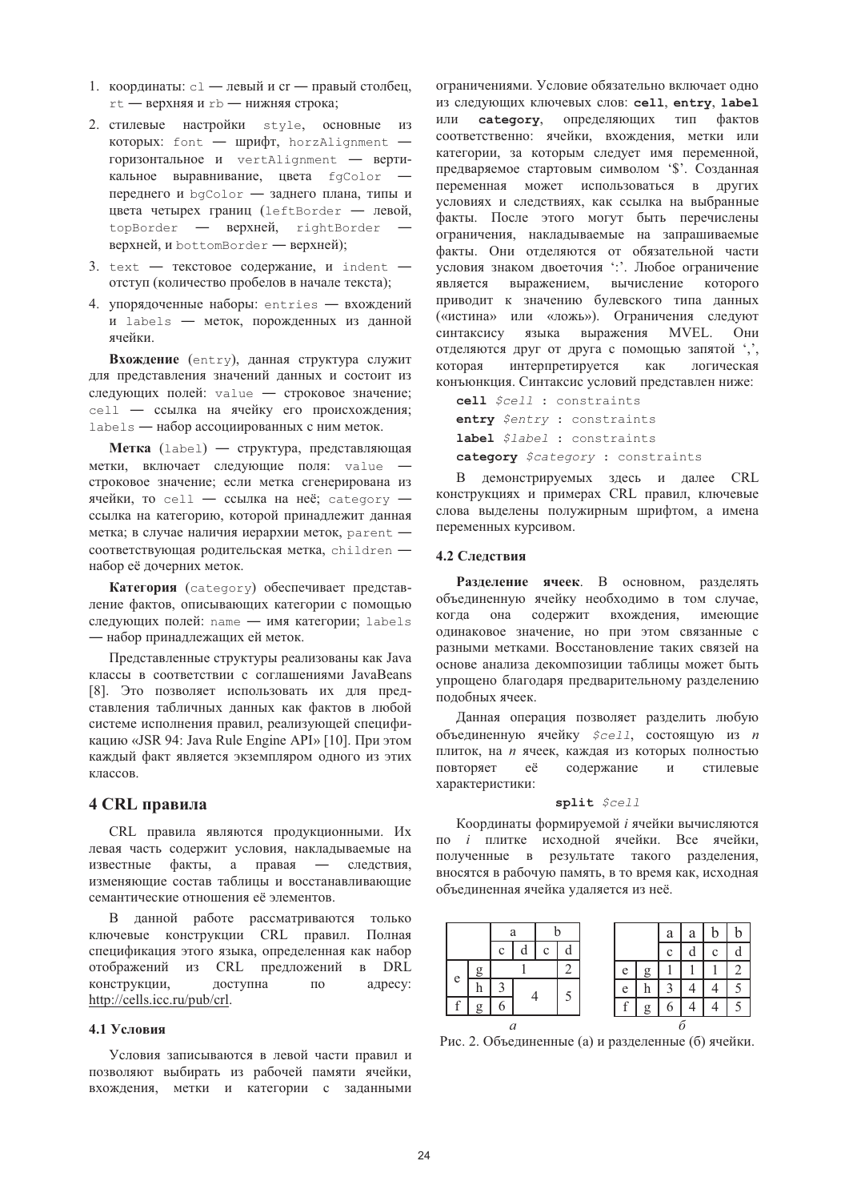1. координаты: `cl` — левый и `cr` — правый столбец, `rt` — верхняя и `rb` — нижняя строка;
2. стилевые настройки `style`, основные из которых: `font` — шрифт, `horzAlignment` — горизонтальное и `vertAlignment` — вертикальное выравнивание, цвета `fgColor` — переднего и `bgColor` — заднего плана, типы и цвета четырех границ (`leftBorder` — левой, `topBorder` — верхней, `rightBorder` — верхней, и `bottomBorder` — верхней);
3. `text` — текстовое содержание, и `indent` — отступ (количество пробелов в начале текста);
4. упорядоченные наборы: `entries` — вхождений и `labels` — меток, порожденных из данной ячейки.

**Вхождение** (`entry`), данная структура служит для представления значений данных и состоит из следующих полей: `value` — строковое значение; `cell` — ссылка на ячейку его происхождения; `labels` — набор ассоциированных с ним меток.

**Метка** (`label`) — структура, представляющая метки, включает следующие поля: `value` — строковое значение; если метка сгенерирована из ячейки, то `cell` — ссылка на неё; `category` — ссылка на категорию, которой принадлежит данная метка; в случае наличия иерархии меток, `parent` — соответствующая родительская метка, `children` — набор её дочерних меток.

**Категория** (`category`) обеспечивает представление фактов, описывающих категории с помощью следующих полей: `name` — имя категории; `labels` — набор принадлежащих ей меток.

Представленные структуры реализованы как Java классы в соответствии с соглашениями JavaBeans [8]. Это позволяет использовать их для представления табличных данных как фактов в любой системе исполнения правил, реализующей спецификацию «JSR 94: Java Rule Engine API» [10]. При этом каждый факт является экземпляром одного из этих классов.

## 4 CRL правила

CRL правила являются продукционными. Их левая часть содержит условия, накладываемые на известные факты, а правая — следствия, изменяющие состав таблицы и восстанавливающие семантические отношения её элементов.

В данной работе рассматриваются только ключевые конструкции CRL правил. Полная спецификация этого языка, определенная как набор отображений из CRL предложений в DRL конструкции, доступна по адресу: http://cells.icc.ru/pub/crl.

### 4.1 Условия

Условия записываются в левой части правил и позволяют выбирать из рабочей памяти ячейки, вхождения, метки и категории с заданными ограничениями. Условие обязательно включает одно из следующих ключевых слов: **cell**, **entry**, **label** или **category**, определяющих тип фактов соответственно: ячейки, вхождения, метки или категории, за которым следует имя переменной, предваряемое стартовым символом '$'. Созданная переменная может использоваться в других условиях и следствиях, как ссылка на выбранные факты. После этого могут быть перечислены ограничения, накладываемые на запрашиваемые факты. Они отделяются от обязательной части условия знаком двоеточия ':'. Любое ограничение является выражением, вычисление которого приводит к значению булевского типа данных («истина» или «ложь»). Ограничения следуют синтаксису языка выражения MVEL. Они отделяются друг от друга с помощью запятой ',', которая интерпретируется как логическая конъюнкция. Синтаксис условий представлен ниже:

```
cell $cell : constraints
entry $entry : constraints
label $label : constraints
category $category : constraints
```

В демонстрируемых здесь и далее CRL конструкциях и примерах CRL правил, ключевые слова выделены полужирным шрифтом, а имена переменных курсивом.

### 4.2 Следствия

**Разделение ячеек**. В основном, разделять объединенную ячейку необходимо в том случае, когда она содержит вхождения, имеющие одинаковое значение, но при этом связанные с разными метками. Восстановление таких связей на основе анализа декомпозиции таблицы может быть упрощено благодаря предварительному разделению подобных ячеек.

Данная операция позволяет разделить любую объединенную ячейку *$cell*, состоящую из *n* плиток, на *n* ячеек, каждая из которых полностью повторяет её содержание и стилевые характеристики:

```
split $cell
```

Координаты формируемой *i* ячейки вычисляются по *i* плитке исходной ячейки. Все ячейки, полученные в результате такого разделения, вносятся в рабочую память, в то время как, исходная объединенная ячейка удаляется из неё.

*а*

| | | a | | b | |
|---|---|---|---|---|---|
| | | c | d | c | d |
| e | g | 1 | | | 2 |
| | h | 3 | 4 | | 5 |
| f | g | 6 | | | |

*б*

| | | a | a | b | b |
|---|---|---|---|---|---|
| | | c | d | c | d |
| e | g | 1 | 1 | 1 | 2 |
| e | h | 3 | 4 | 4 | 5 |
| f | g | 6 | 4 | 4 | 5 |

Рис. 2. Объединенные (а) и разделенные (б) ячейки.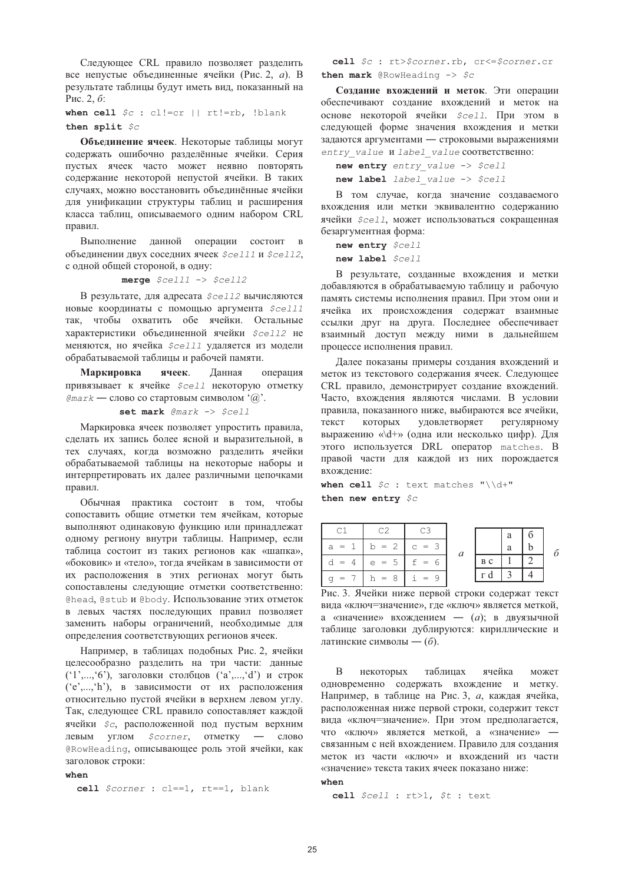Следующее CRL правило позволяет разделить все непустые объединенные ячейки (Рис. 2, *а*). В результате таблицы будут иметь вид, показанный на Рис. 2, *б*:

```
when cell $c : cl!=cr || rt!=rb, !blank
then split $c
```

**Объединение ячеек**. Некоторые таблицы могут содержать ошибочно разделённые ячейки. Серия пустых ячеек часто может неявно повторять содержание некоторой непустой ячейки. В таких случаях, можно восстановить объединённые ячейки для унификации структуры таблиц и расширения класса таблиц, описываемого одним набором CRL правил.

Выполнение данной операции состоит в объединении двух соседних ячеек `$cell1` и `$cell2`, с одной общей стороной, в одну:

```
merge $cell1 -> $cell2
```

В результате, для адресата `$cell2` вычисляются новые координаты с помощью аргумента `$cell1` так, чтобы охватить обе ячейки. Остальные характеристики объединенной ячейки `$cell2` не меняются, но ячейка `$cell1` удаляется из модели обрабатываемой таблицы и рабочей памяти.

**Маркировка ячеек**. Данная операция привязывает к ячейке `$cell` некоторую отметку `@mark` — слово со стартовым символом '@'.

```
set mark @mark -> $cell
```

Маркировка ячеек позволяет упростить правила, сделать их запись более ясной и выразительной, в тех случаях, когда возможно разделить ячейки обрабатываемой таблицы на некоторые наборы и интерпретировать их далее различными цепочками правил.

Обычная практика состоит в том, чтобы сопоставить общие отметки тем ячейкам, которые выполняют одинаковую функцию или принадлежат одному региону внутри таблицы. Например, если таблица состоит из таких регионов как «шапка», «боковик» и «тело», тогда ячейкам в зависимости от их расположения в этих регионах могут быть сопоставлены следующие отметки соответственно: `@head`, `@stub` и `@body`. Использование этих отметок в левых частях последующих правил позволяет заменить наборы ограничений, необходимые для определения соответствующих регионов ячеек.

Например, в таблицах подобных Рис. 2, ячейки целесообразно разделить на три части: данные ('1',...,'6'), заголовки столбцов ('a',...,'d') и строк ('e',...,'h'), в зависимости от их расположения относительно пустой ячейки в верхнем левом углу. Так, следующее CRL правило сопоставляет каждой ячейки `$c`, расположенной под пустым верхним левым углом `$corner`, отметку — слово `@RowHeading`, описывающее роль этой ячейки, как заголовок строки:

```
when
  cell $corner : cl==1, rt==1, blank
  cell $c : rt>$corner.rb, cr<=$corner.cr
then mark @RowHeading -> $c
```

**Создание вхождений и меток**. Эти операции обеспечивают создание вхождений и меток на основе некоторой ячейки `$cell`. При этом в следующей форме значения вхождения и метки задаются аргументами — строковыми выражениями `entry_value` и `label_value` соответственно:

```
new entry entry_value -> $cell
new label label_value -> $cell
```

В том случае, когда значение создаваемого вхождения или метки эквивалентно содержанию ячейки `$cell`, может использоваться сокращенная безаргументная форма:

```
new entry $cell
new label $cell
```

В результате, созданные вхождения и метки добавляются в обрабатываемую таблицу и рабочую память системы исполнения правил. При этом они и ячейка их происхождения содержат взаимные ссылки друг на друга. Последнее обеспечивает взаимный доступ между ними в дальнейшем процессе исполнения правил.

Далее показаны примеры создания вхождений и меток из текстового содержания ячеек. Следующее CRL правило, демонстрирует создание вхождений. Часто, вхождения являются числами. В условии правила, показанного ниже, выбираются все ячейки, текст которых удовлетворяет регулярному выражению «\d+» (одна или несколько цифр). Для этого используется DRL оператор `matches`. В правой части для каждой из них порождается вхождение:

```
when cell $c : text matches "\\d+"
then new entry $c
```

*а*

| C1 | C2 | C3 |
|---|---|---|
| a = 1 | b = 2 | c = 3 |
| d = 4 | e = 5 | f = 6 |
| g = 7 | h = 8 | i = 9 |

*б*

| | а<br>a | б<br>b |
|---|---|---|
| в c | 1 | 2 |
| г d | 3 | 4 |

Рис. 3. Ячейки ниже первой строки содержат текст вида «ключ=значение», где «ключ» является меткой, а «значение» вхождением — (*а*); в двуязычной таблице заголовки дублируются: кириллические и латинские символы — (*б*).

В некоторых таблицах ячейка может одновременно содержать вхождение и метку. Например, в таблице на Рис. 3, *а*, каждая ячейка, расположенная ниже первой строки, содержит текст вида «ключ=значение». При этом предполагается, что «ключ» является меткой, а «значение» — связанным с ней вхождением. Правило для создания меток из части «ключ» и вхождений из части «значение» текста таких ячеек показано ниже:

```
when
  cell $cell : rt>1, $t : text
```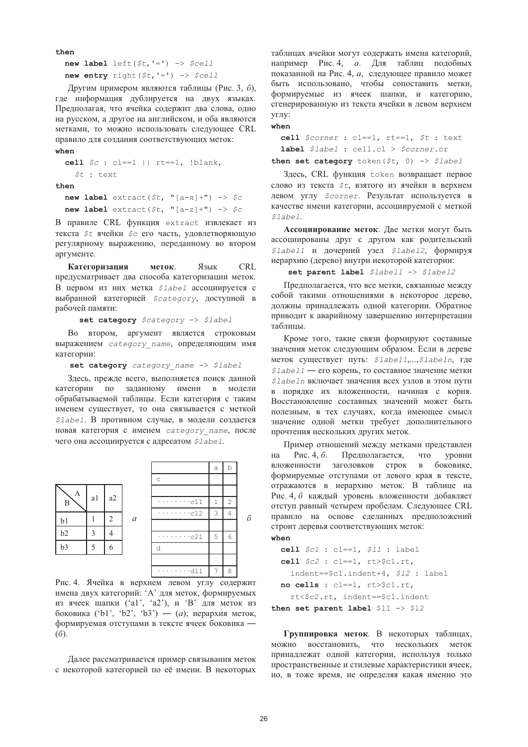```
then
  new label left($t,'=') -> $cell
  new entry right($t,'=') -> $cell
```

Другим примером являются таблицы (Рис. 3, *б*), где информация дублируется на двух языках. Предполагая, что ячейка содержит два слова, одно на русском, а другое на английском, и оба являются метками, то можно использовать следующее CRL правило для создания соответствующих меток:

```
when
  cell $c : cl==1 || rt==1, !blank,
    $t : text
then
  new label extract($t, "[а-я]+") -> $c
  new label extract($t, "[a-z]+") -> $c
```

В правиле CRL функция `extract` извлекает из текста `$t` ячейки `$c` его часть, удовлетворяющую регулярному выражению, переданному во втором аргументе.

**Категоризация меток**. Язык CRL предусматривает два способа категоризации меток. В первом из них метка `$label` ассоциируется с выбранной категорией `$category`, доступной в рабочей памяти:

```
set category $category -> $label
```

Во втором, аргумент является строковым выражением `category_name`, определяющим имя категории:

```
set category category_name -> $label
```

Здесь, прежде всего, выполняется поиск данной категории по заданному имени в модели обрабатываемой таблицы. Если категория с таким именем существует, то она связывается с меткой `$label`. В противном случае, в модели создается новая категория с именем `category_name`, после чего она ассоциируется с адресатом `$label`.

*а*

| A / B | a1 | a2 |
|---|---|---|
| b1 | 1 | 2 |
| b2 | 3 | 4 |
| b3 | 5 | 6 |

*б*

| | a | b |
|---|---|---|
| c | | |
| | | |
| ········c11 | 1 | 2 |
| ········c12 | 3 | 4 |
| | | |
| ········c21 | 5 | 6 |
| d | | |
| | | |
| ········d11 | 7 | 8 |

Рис. 4. Ячейка в верхнем левом углу содержит имена двух категорий: 'A' для меток, формируемых из ячеек шапки ('a1', 'a2'), и 'B' для меток из боковика ('b1', 'b2', 'b3') — (*а*); иерархия меток, формируемая отступами в тексте ячеек боковика — (*б*).

Далее рассматривается пример связывания меток с некоторой категорией по её имени. В некоторых таблицах ячейки могут содержать имена категорий, например Рис. 4, *а*. Для таблиц подобных показанной на Рис. 4, *а*, следующее правило может быть использовано, чтобы сопоставить метки, формируемые из ячеек шапки, и категорию, сгенерированную из текста ячейки в левом верхнем углу:

```
when
  cell $corner : cl==1, rt==1, $t : text
  label $label : cell.cl > $corner.cr
then set category token($t, 0) -> $label
```

Здесь, CRL функция `token` возвращает первое слово из текста `$t`, взятого из ячейки в верхнем левом углу `$corner`. Результат используется в качестве имени категории, ассоциируемой с меткой `$label`.

**Ассоциирование меток**. Две метки могут быть ассоциированы друг с другом как родительский `$label1` и дочерний узел `$label2`, формируя иерархию (дерево) внутри некоторой категории:

```
set parent label $label1 -> $label2
```

Предполагается, что все метки, связанные между собой такими отношениями в некоторое дерево, должны принадлежать одной категории. Обратное приводит к аварийному завершению интерпретации таблицы.

Кроме того, такие связи формируют составные значения меток следующим образом. Если в дереве меток существует путь: `$label1`,...,`$labeln`, где `$label1` — его корень, то составное значение метки `$labeln` включает значения всех узлов в этом пути в порядке их вложенности, начиная с корня. Восстановление составных значений может быть полезным, в тех случаях, когда имеющее смысл значение одной метки требует дополнительного прочтения нескольких других меток.

Пример отношений между метками представлен на Рис. 4, *б*. Предполагается, что уровни вложенности заголовков строк в боковике, формируемые отступами от левого края в тексте, отражаются в иерархию меток. В таблице на Рис. 4, *б* каждый уровень вложенности добавляет отступ равный четырем пробелам. Следующее CRL правило на основе сделанных предположений строит деревья соответствующих меток:

```
when
  cell $c1 : cl==1, $l1 : label
  cell $c2 : cl==1, rt>$c1.rt,
    indent==$c1.indent+4, $l2 : label
  no cells : cl==1, rt>$c1.rt,
    rt<$c2.rt, indent==$c1.indent
then set parent label $l1 -> $l2
```

**Группировка меток**. В некоторых таблицах, можно восстановить, что несколько меток принадлежат одной категории, используя только пространственные и стилевые характеристики ячеек, но, в тоже время, не определяя какая именно это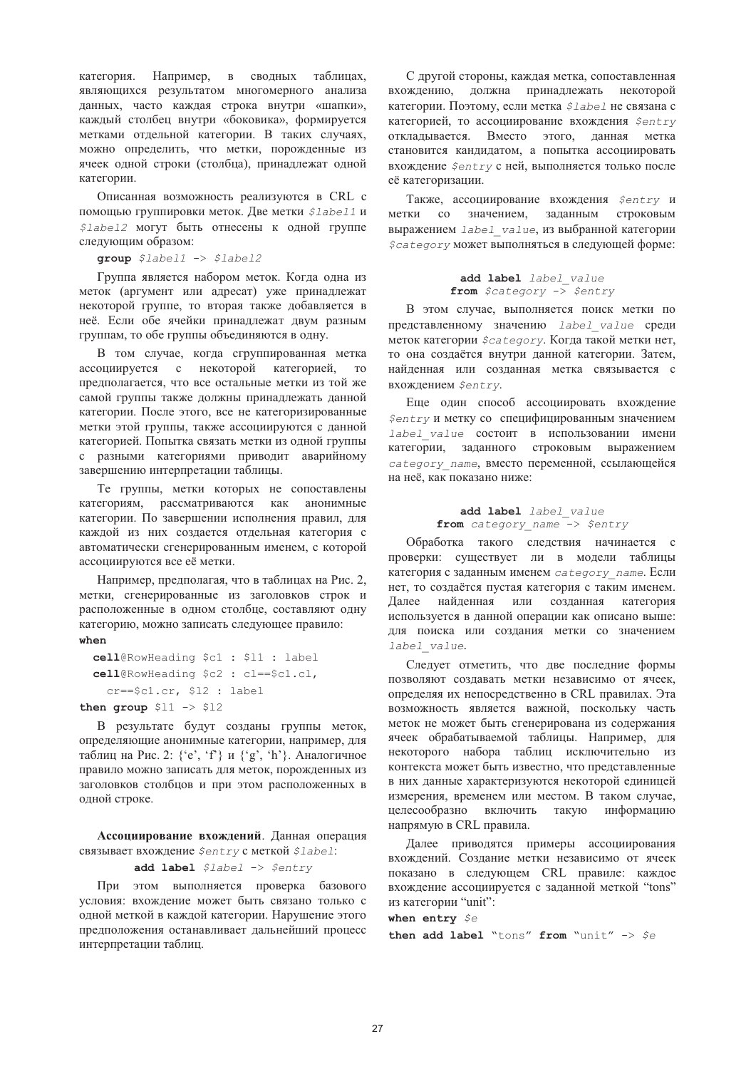категория. Например, в сводных таблицах, являющихся результатом многомерного анализа данных, часто каждая строка внутри «шапки», каждый столбец внутри «боковика», формируется метками отдельной категории. В таких случаях, можно определить, что метки, порожденные из ячеек одной строки (столбца), принадлежат одной категории.

Описанная возможность реализуются в CRL с помощью группировки меток. Две метки `$label1` и `$label2` могут быть отнесены к одной группе следующим образом:

```
group $label1 -> $label2
```

Группа является набором меток. Когда одна из меток (аргумент или адресат) уже принадлежат некоторой группе, то вторая также добавляется в неё. Если обе ячейки принадлежат двум разным группам, то обе группы объединяются в одну.

В том случае, когда сгруппированная метка ассоциируется с некоторой категорией, то предполагается, что все остальные метки из той же самой группы также должны принадлежать данной категории. После этого, все не категоризированные метки этой группы, также ассоциируются с данной категорией. Попытка связать метки из одной группы с разными категориями приводит аварийному завершению интерпретации таблицы.

Те группы, метки которых не сопоставлены категориям, рассматриваются как анонимные категории. По завершении исполнения правил, для каждой из них создается отдельная категория с автоматически сгенерированным именем, с которой ассоциируются все её метки.

Например, предполагая, что в таблицах на Рис. 2, метки, сгенерированные из заголовков строк и расположенные в одном столбце, составляют одну категорию, можно записать следующее правило:

```
when
  cell@RowHeading $c1 : $l1 : label
  cell@RowHeading $c2 : cl==$c1.cl,
    cr==$c1.cr, $l2 : label
then group $l1 -> $l2
```

В результате будут созданы группы меток, определяющие анонимные категории, например, для таблиц на Рис. 2: {'e', 'f'} и {'g', 'h'}. Аналогичное правило можно записать для меток, порожденных из заголовков столбцов и при этом расположенных в одной строке.

**Ассоциирование вхождений**. Данная операция связывает вхождение `$entry` с меткой `$label`:

```
add label $label -> $entry
```

При этом выполняется проверка базового условия: вхождение может быть связано только с одной меткой в каждой категории. Нарушение этого предположения останавливает дальнейший процесс интерпретации таблиц.

С другой стороны, каждая метка, сопоставленная вхождению, должна принадлежать некоторой категории. Поэтому, если метка `$label` не связана с категорией, то ассоциирование вхождения `$entry` откладывается. Вместо этого, данная метка становится кандидатом, а попытка ассоциировать вхождение `$entry` с ней, выполняется только после её категоризации.

Также, ассоциирование вхождения `$entry` и метки со значением, заданным строковым выражением `label_value`, из выбранной категории `$category` может выполняться в следующей форме:

```
add label label_value
from $category -> $entry
```

В этом случае, выполняется поиск метки по представленному значению `label_value` среди меток категории `$category`. Когда такой метки нет, то она создаётся внутри данной категории. Затем, найденная или созданная метка связывается с вхождением `$entry`.

Еще один способ ассоциировать вхождение `$entry` и метку со специфицированным значением `label_value` состоит в использовании имени категории, заданного строковым выражением `category_name`, вместо переменной, ссылающейся на неё, как показано ниже:

```
add label label_value
from category_name -> $entry
```

Обработка такого следствия начинается с проверки: существует ли в модели таблицы категория с заданным именем `category_name`. Если нет, то создаётся пустая категория с таким именем. Далее найденная или созданная категория используется в данной операции как описано выше: для поиска или создания метки со значением `label_value`.

Следует отметить, что две последние формы позволяют создавать метки независимо от ячеек, определяя их непосредственно в CRL правилах. Эта возможность является важной, поскольку часть меток не может быть сгенерирована из содержания ячеек обрабатываемой таблицы. Например, для некоторого набора таблиц исключительно из контекста может быть известно, что представленные в них данные характеризуются некоторой единицей измерения, временем или местом. В таком случае, целесообразно включить такую информацию напрямую в CRL правила.

Далее приводятся примеры ассоциирования вхождений. Создание метки независимо от ячеек показано в следующем CRL правиле: каждое вхождение ассоциируется с заданной меткой "tons" из категории "unit":

```
when entry $e
then add label "tons" from "unit" -> $e
```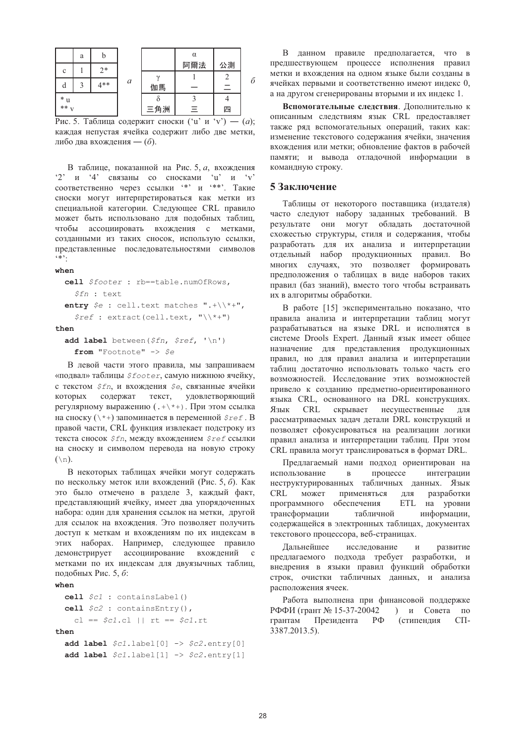|  | a | b |
| --- | --- | --- |
| c | 1 | 2* |
| d | 3 | 4** |
| * u<br>** v |  |  |

*а*

|  | α<br>阿爾法 | 公測 |
| --- | --- | --- |
| γ<br>伽馬 | 1<br>— | 2<br>二 |
| δ<br>三角洲 | 3<br>三 | 4<br>四 |

*б*

Рис. 5. Таблица содержит сноски ('u' и 'v') — (*а*); каждая непустая ячейка содержит либо две метки, либо два вхождения — (*б*).

В таблице, показанной на Рис. 5, *а*, вхождения '2' и '4' связаны со сносками 'u' и 'v' соответственно через ссылки '*' и '**'. Такие сноски могут интерпретироваться как метки из специальной категории. Следующее CRL правило может быть использовано для подобных таблиц, чтобы ассоциировать вхождения с метками, созданными из таких сносок, используя ссылки, представленные последовательностями символов '*':

```
when
  cell $footer : rb==table.numOfRows,
    $fn : text
  entry $e : cell.text matches ".+\\*+",
    $ref : extract(cell.text, "\\*+")
then
  add label between($fn, $ref, '\n')
    from "Footnote" -> $e
```

В левой части этого правила, мы запрашиваем «подвал» таблицы `$footer`, самую нижнюю ячейку, с текстом `$fn`, и вхождения `$e`, связанные ячейки которых содержат текст, удовлетворяющий регулярному выражению (`.+\*+`). При этом ссылка на сноску (`\*+`) запоминается в переменной `$ref`. В правой части, CRL функция извлекает подстроку из текста сносок `$fn`, между вхождением `$ref` ссылки на сноску и символом перевода на новую строку (`\n`).

В некоторых таблицах ячейки могут содержать по нескольку меток или вхождений (Рис. 5, *б*). Как это было отмечено в разделе 3, каждый факт, представляющий ячейку, имеет два упорядоченных набора: один для хранения ссылок на метки, другой для ссылок на вхождения. Это позволяет получить доступ к меткам и вхождениям по их индексам в этих наборах. Например, следующее правило демонстрирует ассоциирование вхождений с метками по их индексам для двуязычных таблиц, подобных Рис. 5, *б*:

```
when
  cell $c1 : containsLabel()
  cell $c2 : containsEntry(),
    cl == $c1.cl || rt == $c1.rt
then
  add label $c1.label[0] -> $c2.entry[0]
  add label $c1.label[1] -> $c2.entry[1]
```

В данном правиле предполагается, что в предшествующем процессе исполнения правил метки и вхождения на одном языке были созданы в ячейках первыми и соответственно имеют индекс 0, а на другом сгенерированы вторыми и их индекс 1.

**Вспомогательные следствия**. Дополнительно к описанным следствиям язык CRL предоставляет также ряд вспомогательных операций, таких как: изменение текстового содержания ячейки, значения вхождения или метки; обновление фактов в рабочей памяти; и вывода отладочной информации в командную строку.

## 5 Заключение

Таблицы от некоторого поставщика (издателя) часто следуют набору заданных требований. В результате они могут обладать достаточной схожестью структуры, стиля и содержания, чтобы разработать для их анализа и интерпретации отдельный набор продукционных правил. Во многих случаях, это позволяет формировать предположения о таблицах в виде наборов таких правил (баз знаний), вместо того чтобы встраивать их в алгоритмы обработки.

В работе [15] экспериментально показано, что правила анализа и интерпретации таблиц могут разрабатываться на языке DRL и исполнятся в системе Drools Expert. Данный язык имеет общее назначение для представления продукционных правил, но для правил анализа и интерпретации таблиц достаточно использовать только часть его возможностей. Исследование этих возможностей привело к созданию предметно-ориентированного языка CRL, основанного на DRL конструкциях. Язык CRL скрывает несущественные для рассматриваемых задач детали DRL конструкций и позволяет сфокусироваться на реализации логики правил анализа и интерпретации таблиц. При этом CRL правила могут транслироваться в формат DRL.

Предлагаемый нами подход ориентирован на использование в процессе интеграции неструктурированных табличных данных. Язык CRL может применяться для разработки программного обеспечения ETL на уровни трансформации табличной информации, содержащейся в электронных таблицах, документах текстового процессора, веб-страницах.

Дальнейшее исследование и развитие предлагаемого подхода требует разработки, и внедрения в языки правил функций обработки строк, очистки табличных данных, и анализа расположения ячеек.

Работа выполнена при финансовой поддержке РФФИ (грант № 15-37-20042 ) и Совета по грантам Президента РФ (стипендия СП-3387.2013.5).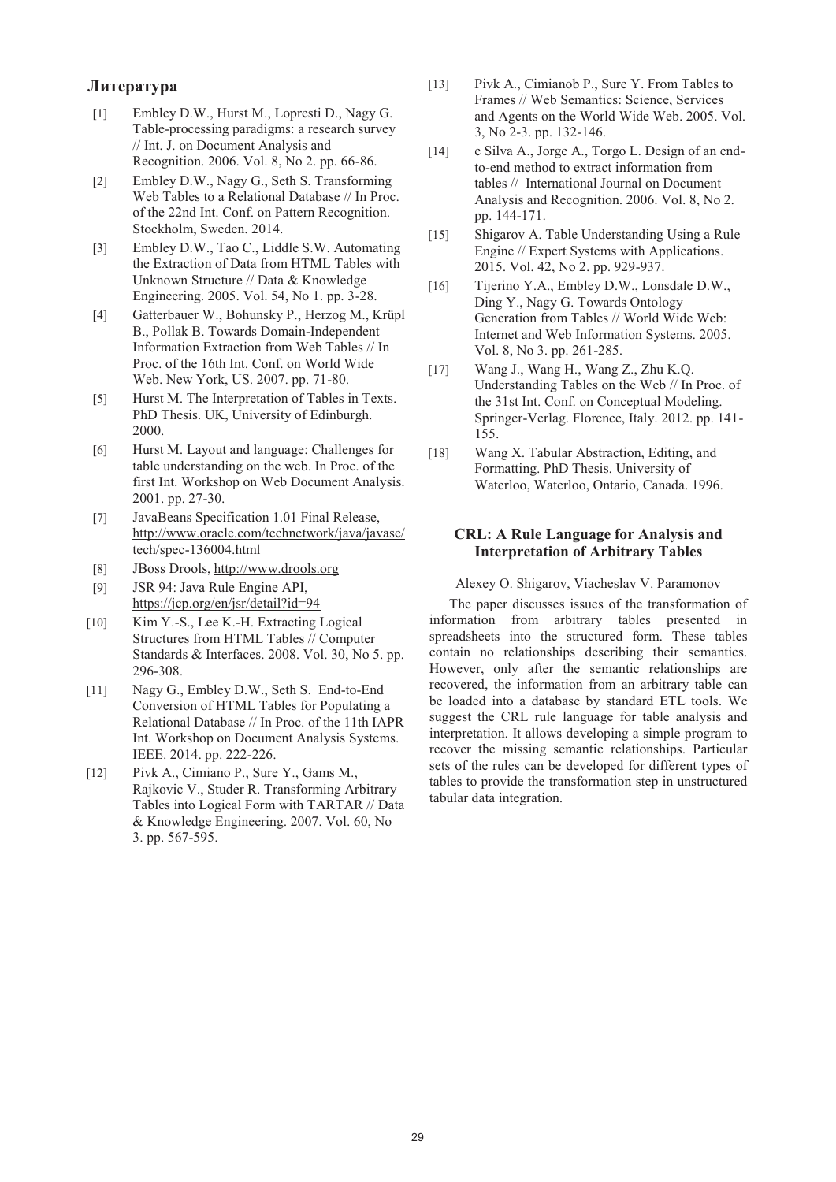## Литература

[1] Embley D.W., Hurst M., Lopresti D., Nagy G. Table-processing paradigms: a research survey // Int. J. on Document Analysis and Recognition. 2006. Vol. 8, No 2. pp. 66-86.

[2] Embley D.W., Nagy G., Seth S. Transforming Web Tables to a Relational Database // In Proc. of the 22nd Int. Conf. on Pattern Recognition. Stockholm, Sweden. 2014.

[3] Embley D.W., Tao C., Liddle S.W. Automating the Extraction of Data from HTML Tables with Unknown Structure // Data & Knowledge Engineering. 2005. Vol. 54, No 1. pp. 3-28.

[4] Gatterbauer W., Bohunsky P., Herzog M., Krüpl B., Pollak B. Towards Domain-Independent Information Extraction from Web Tables // In Proc. of the 16th Int. Conf. on World Wide Web. New York, US. 2007. pp. 71-80.

[5] Hurst M. The Interpretation of Tables in Texts. PhD Thesis. UK, University of Edinburgh. 2000.

[6] Hurst M. Layout and language: Challenges for table understanding on the web. In Proc. of the first Int. Workshop on Web Document Analysis. 2001. pp. 27-30.

[7] JavaBeans Specification 1.01 Final Release, http://www.oracle.com/technetwork/java/javase/tech/spec-136004.html

[8] JBoss Drools, http://www.drools.org

[9] JSR 94: Java Rule Engine API, https://jcp.org/en/jsr/detail?id=94

[10] Kim Y.-S., Lee K.-H. Extracting Logical Structures from HTML Tables // Computer Standards & Interfaces. 2008. Vol. 30, No 5. pp. 296-308.

[11] Nagy G., Embley D.W., Seth S. End-to-End Conversion of HTML Tables for Populating a Relational Database // In Proc. of the 11th IAPR Int. Workshop on Document Analysis Systems. IEEE. 2014. pp. 222-226.

[12] Pivk A., Cimiano P., Sure Y., Gams M., Rajkovic V., Studer R. Transforming Arbitrary Tables into Logical Form with TARTAR // Data & Knowledge Engineering. 2007. Vol. 60, No 3. pp. 567-595.

[13] Pivk A., Cimianob P., Sure Y. From Tables to Frames // Web Semantics: Science, Services and Agents on the World Wide Web. 2005. Vol. 3, No 2-3. pp. 132-146.

[14] e Silva A., Jorge A., Torgo L. Design of an end-to-end method to extract information from tables // International Journal on Document Analysis and Recognition. 2006. Vol. 8, No 2. pp. 144-171.

[15] Shigarov A. Table Understanding Using a Rule Engine // Expert Systems with Applications. 2015. Vol. 42, No 2. pp. 929-937.

[16] Tijerino Y.A., Embley D.W., Lonsdale D.W., Ding Y., Nagy G. Towards Ontology Generation from Tables // World Wide Web: Internet and Web Information Systems. 2005. Vol. 8, No 3. pp. 261-285.

[17] Wang J., Wang H., Wang Z., Zhu K.Q. Understanding Tables on the Web // In Proc. of the 31st Int. Conf. on Conceptual Modeling. Springer-Verlag. Florence, Italy. 2012. pp. 141-155.

[18] Wang X. Tabular Abstraction, Editing, and Formatting. PhD Thesis. University of Waterloo, Waterloo, Ontario, Canada. 1996.

### CRL: A Rule Language for Analysis and Interpretation of Arbitrary Tables

Alexey O. Shigarov, Viacheslav V. Paramonov

The paper discusses issues of the transformation of information from arbitrary tables presented in spreadsheets into the structured form. These tables contain no relationships describing their semantics. However, only after the semantic relationships are recovered, the information from an arbitrary table can be loaded into a database by standard ETL tools. We suggest the CRL rule language for table analysis and interpretation. It allows developing a simple program to recover the missing semantic relationships. Particular sets of the rules can be developed for different types of tables to provide the transformation step in unstructured tabular data integration.